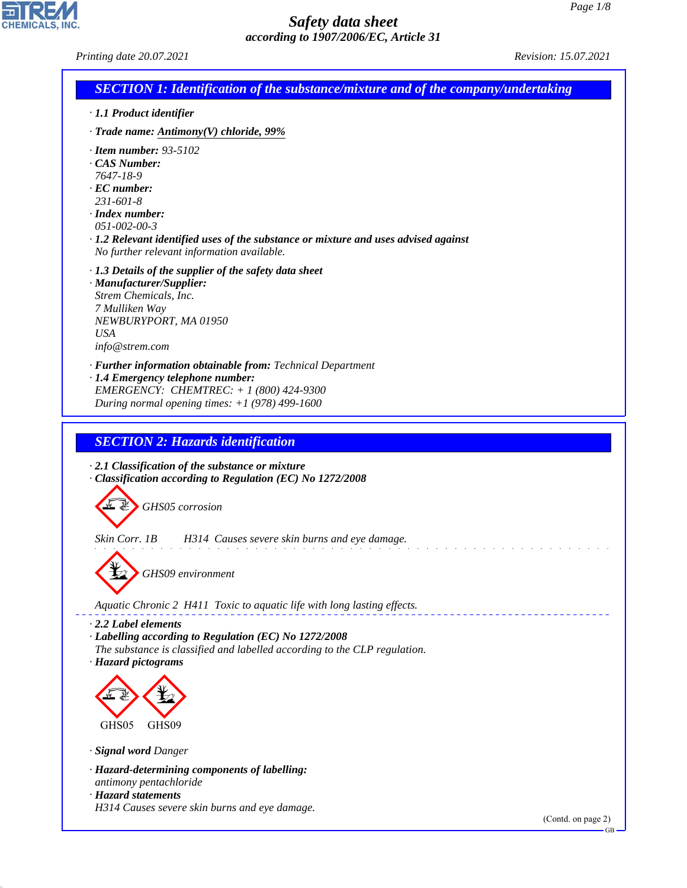# Safety data sheet
### according to 1907/2006/EC, Article 31

Printing date 20.07.2021 Revision: 15.07.2021

## SECTION 1: Identification of the substance/mixture and of the company/undertaking

· **1.1 Product identifier**

· **Trade name: Antimony(V) chloride, 99%**

· **Item number:** 93-5102
· **CAS Number:**
7647-18-9
· **EC number:**
231-601-8
· **Index number:**
051-002-00-3
· **1.2 Relevant identified uses of the substance or mixture and uses advised against**
No further relevant information available.

· **1.3 Details of the supplier of the safety data sheet**
· **Manufacturer/Supplier:**
Strem Chemicals, Inc.
7 Mulliken Way
NEWBURYPORT, MA 01950
USA
info@strem.com

· **Further information obtainable from:** Technical Department
· **1.4 Emergency telephone number:**
EMERGENCY: CHEMTREC: + 1 (800) 424-9300
During normal opening times: +1 (978) 499-1600

## SECTION 2: Hazards identification

· **2.1 Classification of the substance or mixture**
· **Classification according to Regulation (EC) No 1272/2008**

GHS05 corrosion

Skin Corr. 1B H314 Causes severe skin burns and eye damage.

GHS09 environment

Aquatic Chronic 2 H411 Toxic to aquatic life with long lasting effects.

· **2.2 Label elements**
· **Labelling according to Regulation (EC) No 1272/2008**
The substance is classified and labelled according to the CLP regulation.
· **Hazard pictograms**

GHS05 GHS09

· **Signal word** Danger

· **Hazard-determining components of labelling:**
antimony pentachloride
· **Hazard statements**
H314 Causes severe skin burns and eye damage.

(Contd. on page 2)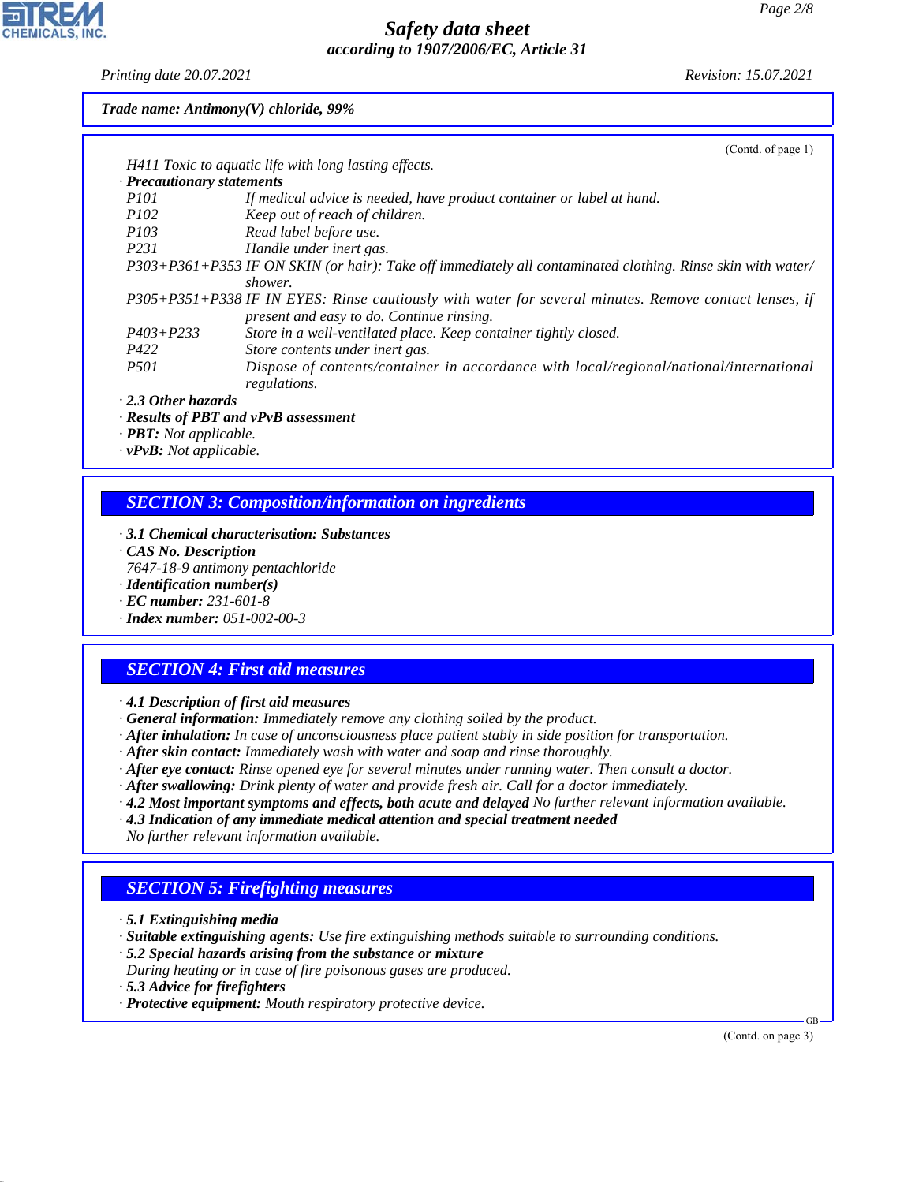*Trade name: Antimony(V) chloride, 99%*

(Contd. of page 1)

H411 Toxic to aquatic life with long lasting effects.

· **Precautionary statements**

| | |
|---|---|
| P101 | If medical advice is needed, have product container or label at hand. |
| P102 | Keep out of reach of children. |
| P103 | Read label before use. |
| P231 | Handle under inert gas. |
| P303+P361+P353 | IF ON SKIN (or hair): Take off immediately all contaminated clothing. Rinse skin with water/shower. |
| P305+P351+P338 | IF IN EYES: Rinse cautiously with water for several minutes. Remove contact lenses, if present and easy to do. Continue rinsing. |
| P403+P233 | Store in a well-ventilated place. Keep container tightly closed. |
| P422 | Store contents under inert gas. |
| P501 | Dispose of contents/container in accordance with local/regional/national/international regulations. |

· **2.3 Other hazards**
· **Results of PBT and vPvB assessment**
· **PBT:** Not applicable.
· **vPvB:** Not applicable.

## SECTION 3: Composition/information on ingredients

· **3.1 Chemical characterisation: Substances**
· **CAS No. Description**
7647-18-9 antimony pentachloride
· **Identification number(s)**
· **EC number:** 231-601-8
· **Index number:** 051-002-00-3

## SECTION 4: First aid measures

· **4.1 Description of first aid measures**
· **General information:** Immediately remove any clothing soiled by the product.
· **After inhalation:** In case of unconsciousness place patient stably in side position for transportation.
· **After skin contact:** Immediately wash with water and soap and rinse thoroughly.
· **After eye contact:** Rinse opened eye for several minutes under running water. Then consult a doctor.
· **After swallowing:** Drink plenty of water and provide fresh air. Call for a doctor immediately.
· **4.2 Most important symptoms and effects, both acute and delayed** No further relevant information available.
· **4.3 Indication of any immediate medical attention and special treatment needed**
No further relevant information available.

## SECTION 5: Firefighting measures

· **5.1 Extinguishing media**
· **Suitable extinguishing agents:** Use fire extinguishing methods suitable to surrounding conditions.
· **5.2 Special hazards arising from the substance or mixture**
During heating or in case of fire poisonous gases are produced.
· **5.3 Advice for firefighters**
· **Protective equipment:** Mouth respiratory protective device.

(Contd. on page 3)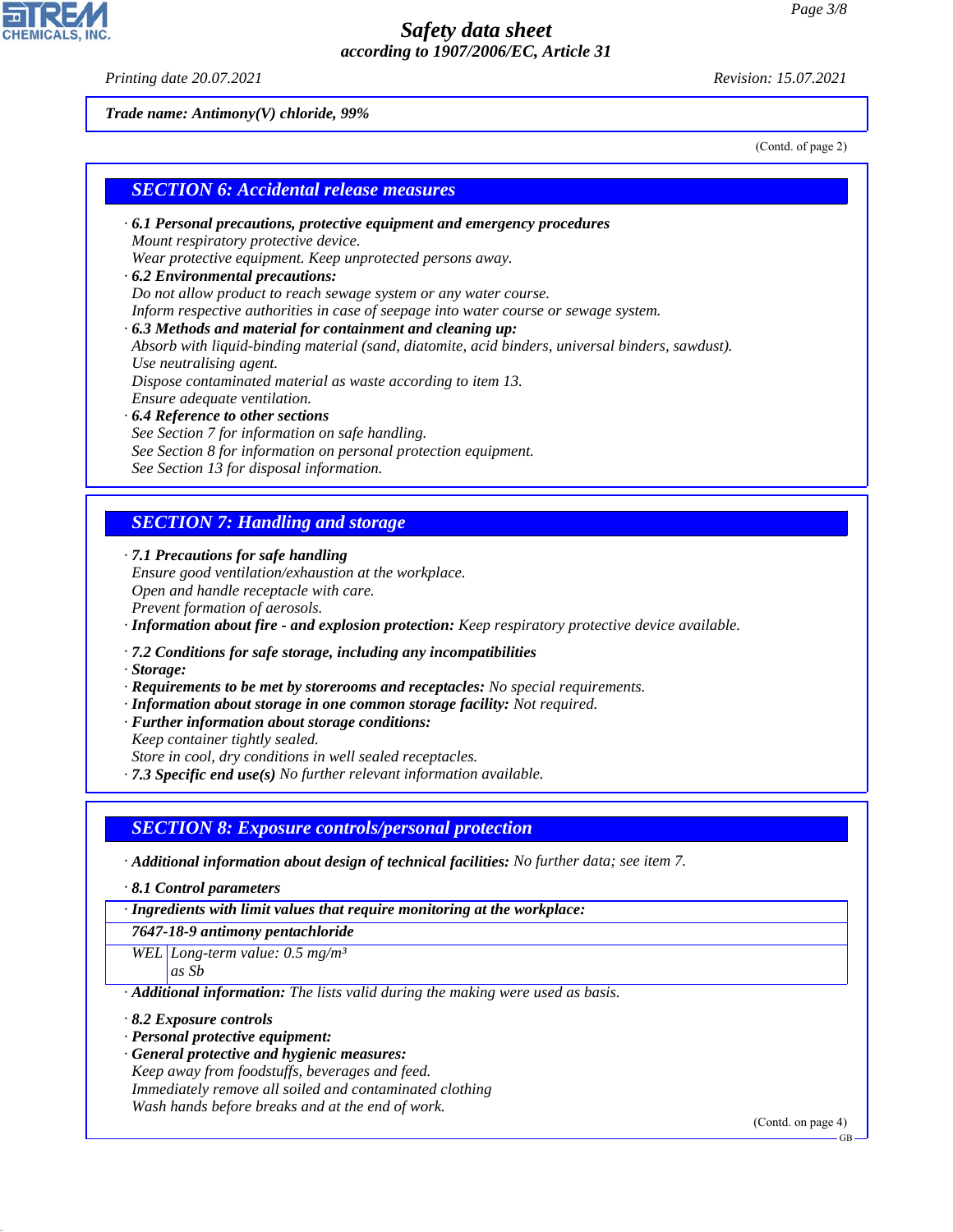Trade name: Antimony(V) chloride, 99%

(Contd. of page 2)

## SECTION 6: Accidental release measures

· **6.1 Personal precautions, protective equipment and emergency procedures**
Mount respiratory protective device.
Wear protective equipment. Keep unprotected persons away.

· **6.2 Environmental precautions:**
Do not allow product to reach sewage system or any water course.
Inform respective authorities in case of seepage into water course or sewage system.

· **6.3 Methods and material for containment and cleaning up:**
Absorb with liquid-binding material (sand, diatomite, acid binders, universal binders, sawdust).
Use neutralising agent.
Dispose contaminated material as waste according to item 13.
Ensure adequate ventilation.

· **6.4 Reference to other sections**
See Section 7 for information on safe handling.
See Section 8 for information on personal protection equipment.
See Section 13 for disposal information.

## SECTION 7: Handling and storage

· **7.1 Precautions for safe handling**
Ensure good ventilation/exhaustion at the workplace.
Open and handle receptacle with care.
Prevent formation of aerosols.

· **Information about fire - and explosion protection:** Keep respiratory protective device available.

· **7.2 Conditions for safe storage, including any incompatibilities**
· **Storage:**
· **Requirements to be met by storerooms and receptacles:** No special requirements.
· **Information about storage in one common storage facility:** Not required.
· **Further information about storage conditions:**
Keep container tightly sealed.
Store in cool, dry conditions in well sealed receptacles.
· **7.3 Specific end use(s)** No further relevant information available.

## SECTION 8: Exposure controls/personal protection

· **Additional information about design of technical facilities:** No further data; see item 7.

· **8.1 Control parameters**

| · Ingredients with limit values that require monitoring at the workplace: | |
|---|---|
| **7647-18-9 antimony pentachloride** | |
| WEL | Long-term value: 0.5 mg/m³ as Sb |

· **Additional information:** The lists valid during the making were used as basis.

· **8.2 Exposure controls**
· **Personal protective equipment:**
· **General protective and hygienic measures:**
Keep away from foodstuffs, beverages and feed.
Immediately remove all soiled and contaminated clothing
Wash hands before breaks and at the end of work.

(Contd. on page 4)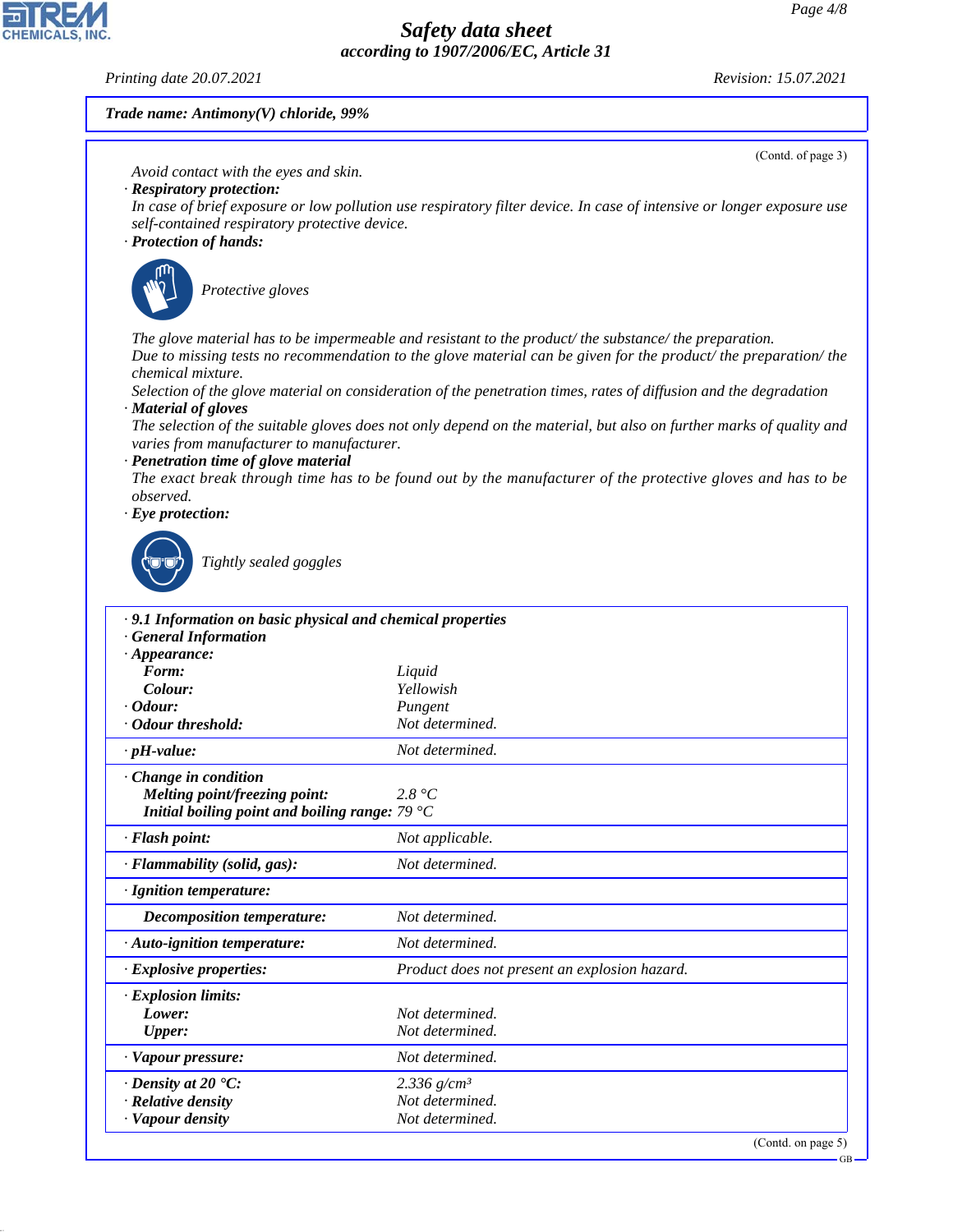**Trade name: Antimony(V) chloride, 99%**

(Contd. of page 3)

Avoid contact with the eyes and skin.

· **Respiratory protection:**
In case of brief exposure or low pollution use respiratory filter device. In case of intensive or longer exposure use self-contained respiratory protective device.

· **Protection of hands:**

Protective gloves

The glove material has to be impermeable and resistant to the product/ the substance/ the preparation.
Due to missing tests no recommendation to the glove material can be given for the product/ the preparation/ the chemical mixture.
Selection of the glove material on consideration of the penetration times, rates of diffusion and the degradation

· **Material of gloves**
The selection of the suitable gloves does not only depend on the material, but also on further marks of quality and varies from manufacturer to manufacturer.

· **Penetration time of glove material**
The exact break through time has to be found out by the manufacturer of the protective gloves and has to be observed.

· **Eye protection:**

Tightly sealed goggles

· **9.1 Information on basic physical and chemical properties**
· **General Information**

| Property | Value |
|---|---|
| · **Appearance:** | |
| **Form:** | Liquid |
| **Colour:** | Yellowish |
| · **Odour:** | Pungent |
| · **Odour threshold:** | Not determined. |
| · **pH-value:** | Not determined. |
| · **Change in condition** | |
| **Melting point/freezing point:** | 2.8 °C |
| **Initial boiling point and boiling range:** | 79 °C |
| · **Flash point:** | Not applicable. |
| · **Flammability (solid, gas):** | Not determined. |
| · **Ignition temperature:** | |
| **Decomposition temperature:** | Not determined. |
| · **Auto-ignition temperature:** | Not determined. |
| · **Explosive properties:** | Product does not present an explosion hazard. |
| · **Explosion limits:** | |
| **Lower:** | Not determined. |
| **Upper:** | Not determined. |
| · **Vapour pressure:** | Not determined. |
| · **Density at 20 °C:** | 2.336 g/cm³ |
| · **Relative density** | Not determined. |
| · **Vapour density** | Not determined. |

(Contd. on page 5)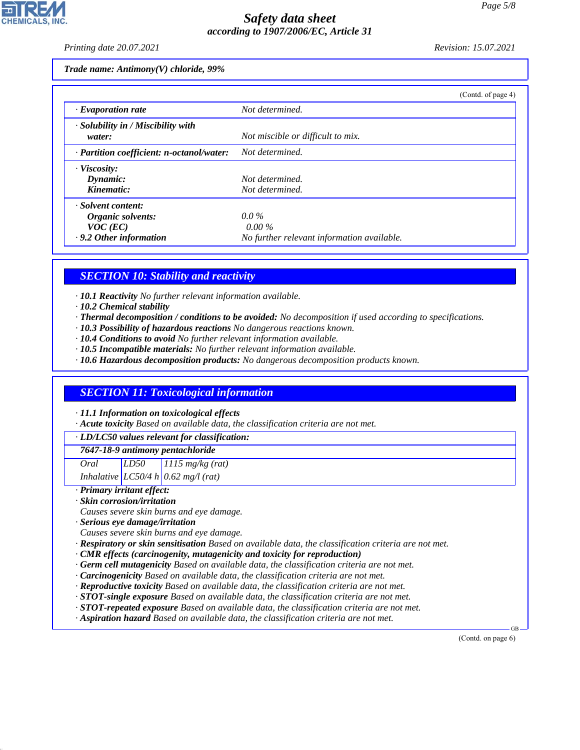*Trade name: Antimony(V) chloride, 99%*

(Contd. of page 4)

| | |
|---|---|
| · **Evaporation rate** | Not determined. |
| · **Solubility in / Miscibility with water:** | Not miscible or difficult to mix. |
| · **Partition coefficient: n-octanol/water:** | Not determined. |
| · **Viscosity:** | |
| **Dynamic:** | Not determined. |
| **Kinematic:** | Not determined. |
| · **Solvent content:** | |
| **Organic solvents:** | 0.0 % |
| **VOC (EC)** | 0.00 % |
| · **9.2 Other information** | No further relevant information available. |

## SECTION 10: Stability and reactivity

· **10.1 Reactivity** No further relevant information available.
· **10.2 Chemical stability**
· **Thermal decomposition / conditions to be avoided:** No decomposition if used according to specifications.
· **10.3 Possibility of hazardous reactions** No dangerous reactions known.
· **10.4 Conditions to avoid** No further relevant information available.
· **10.5 Incompatible materials:** No further relevant information available.
· **10.6 Hazardous decomposition products:** No dangerous decomposition products known.

## SECTION 11: Toxicological information

· **11.1 Information on toxicological effects**
· **Acute toxicity** Based on available data, the classification criteria are not met.

| · **LD/LC50 values relevant for classification:** | | |
|---|---|---|
| **7647-18-9 antimony pentachloride** | | |
| Oral | LD50 | 1115 mg/kg (rat) |
| Inhalative | LC50/4 h | 0.62 mg/l (rat) |

· **Primary irritant effect:**
· **Skin corrosion/irritation**
Causes severe skin burns and eye damage.
· **Serious eye damage/irritation**
Causes severe skin burns and eye damage.
· **Respiratory or skin sensitisation** Based on available data, the classification criteria are not met.
· **CMR effects (carcinogenity, mutagenicity and toxicity for reproduction)**
· **Germ cell mutagenicity** Based on available data, the classification criteria are not met.
· **Carcinogenicity** Based on available data, the classification criteria are not met.
· **Reproductive toxicity** Based on available data, the classification criteria are not met.
· **STOT-single exposure** Based on available data, the classification criteria are not met.
· **STOT-repeated exposure** Based on available data, the classification criteria are not met.
· **Aspiration hazard** Based on available data, the classification criteria are not met.

(Contd. on page 6)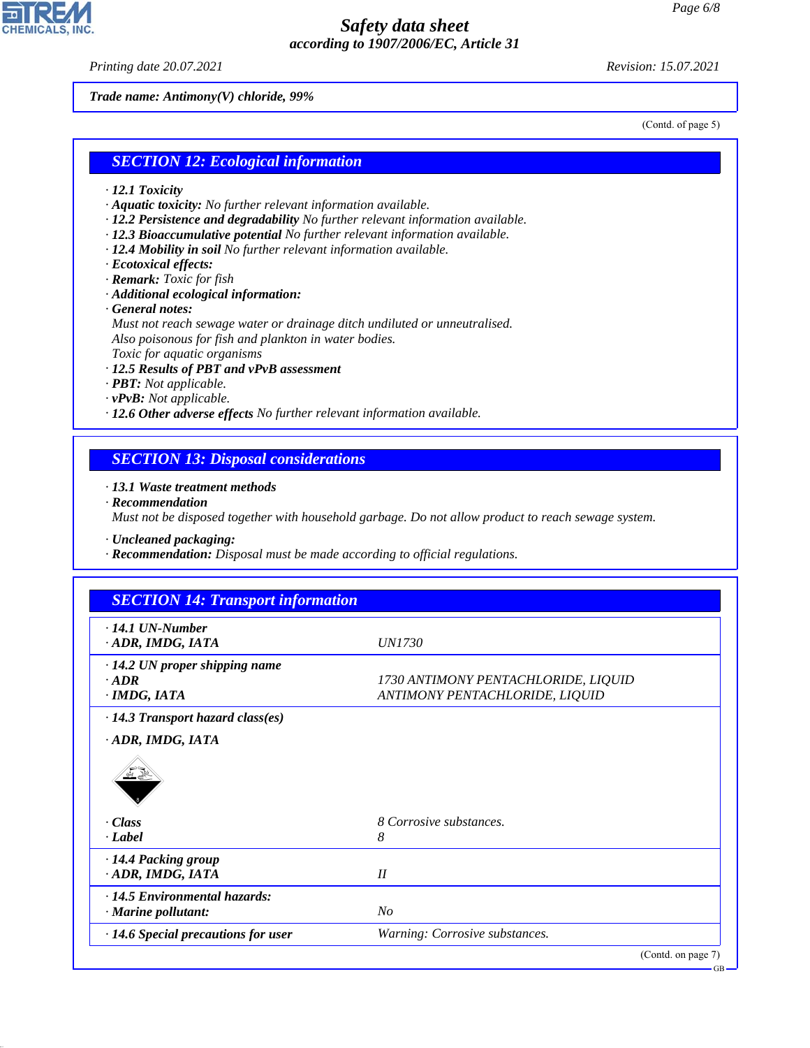**Trade name: Antimony(V) chloride, 99%**

(Contd. of page 5)

## SECTION 12: Ecological information

- **12.1 Toxicity**
- **Aquatic toxicity:** No further relevant information available.
- **12.2 Persistence and degradability** No further relevant information available.
- **12.3 Bioaccumulative potential** No further relevant information available.
- **12.4 Mobility in soil** No further relevant information available.
- **Ecotoxical effects:**
- **Remark:** Toxic for fish
- **Additional ecological information:**
- **General notes:**
  Must not reach sewage water or drainage ditch undiluted or unneutralised.
  Also poisonous for fish and plankton in water bodies.
  Toxic for aquatic organisms
- **12.5 Results of PBT and vPvB assessment**
- **PBT:** Not applicable.
- **vPvB:** Not applicable.
- **12.6 Other adverse effects** No further relevant information available.

## SECTION 13: Disposal considerations

- **13.1 Waste treatment methods**
- **Recommendation**
  Must not be disposed together with household garbage. Do not allow product to reach sewage system.

- **Uncleaned packaging:**
- **Recommendation:** Disposal must be made according to official regulations.

## SECTION 14: Transport information

| | |
|---|---|
| **14.1 UN-Number** | |
| **ADR, IMDG, IATA** | UN1730 |
| **14.2 UN proper shipping name** | |
| **ADR** | 1730 ANTIMONY PENTACHLORIDE, LIQUID |
| **IMDG, IATA** | ANTIMONY PENTACHLORIDE, LIQUID |
| **14.3 Transport hazard class(es)** | |
| **ADR, IMDG, IATA** | |
| **Class** | 8 Corrosive substances. |
| **Label** | 8 |
| **14.4 Packing group** | |
| **ADR, IMDG, IATA** | II |
| **14.5 Environmental hazards:** | |
| **Marine pollutant:** | No |
| **14.6 Special precautions for user** | Warning: Corrosive substances. |

(Contd. on page 7)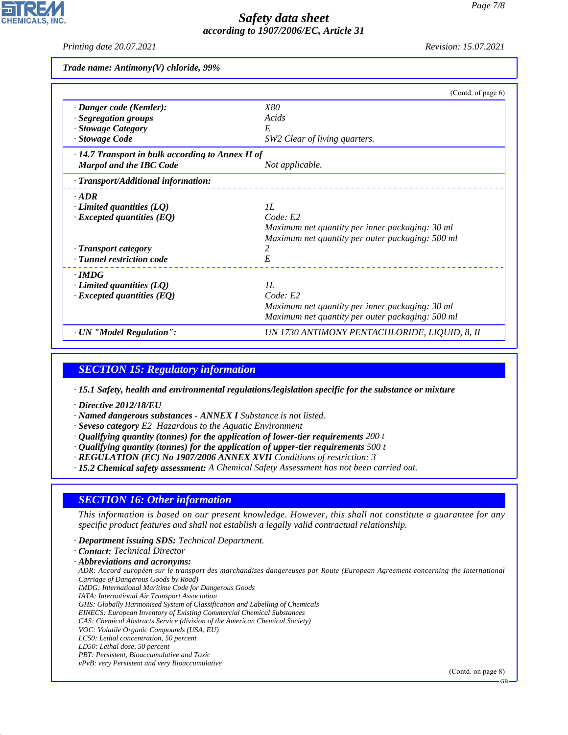Trade name: Antimony(V) chloride, 99%

(Contd. of page 6)

| | |
|---|---|
| · **Danger code (Kemler):** | X80 |
| · **Segregation groups** | Acids |
| · **Stowage Category** | E |
| · **Stowage Code** | SW2 Clear of living quarters. |
| · **14.7 Transport in bulk according to Annex II of Marpol and the IBC Code** | Not applicable. |

· **Transport/Additional information:**

| | |
|---|---|
| · **ADR** | |
| · **Limited quantities (LQ)** | 1L |
| · **Excepted quantities (EQ)** | Code: E2<br>Maximum net quantity per inner packaging: 30 ml<br>Maximum net quantity per outer packaging: 500 ml |
| · **Transport category** | 2 |
| · **Tunnel restriction code** | E |
| · **IMDG** | |
| · **Limited quantities (LQ)** | 1L |
| · **Excepted quantities (EQ)** | Code: E2<br>Maximum net quantity per inner packaging: 30 ml<br>Maximum net quantity per outer packaging: 500 ml |
| · **UN "Model Regulation":** | UN 1730 ANTIMONY PENTACHLORIDE, LIQUID, 8, II |

## SECTION 15: Regulatory information

· **15.1 Safety, health and environmental regulations/legislation specific for the substance or mixture**

· **Directive 2012/18/EU**
· **Named dangerous substances - ANNEX I** Substance is not listed.
· **Seveso category** E2 Hazardous to the Aquatic Environment
· **Qualifying quantity (tonnes) for the application of lower-tier requirements** 200 t
· **Qualifying quantity (tonnes) for the application of upper-tier requirements** 500 t
· **REGULATION (EC) No 1907/2006 ANNEX XVII** Conditions of restriction: 3
· **15.2 Chemical safety assessment:** A Chemical Safety Assessment has not been carried out.

## SECTION 16: Other information

This information is based on our present knowledge. However, this shall not constitute a guarantee for any specific product features and shall not establish a legally valid contractual relationship.

· **Department issuing SDS:** Technical Department.
· **Contact:** Technical Director
· **Abbreviations and acronyms:**
ADR: Accord européen sur le transport des marchandises dangereuses par Route (European Agreement concerning the International Carriage of Dangerous Goods by Road)
IMDG: International Maritime Code for Dangerous Goods
IATA: International Air Transport Association
GHS: Globally Harmonised System of Classification and Labelling of Chemicals
EINECS: European Inventory of Existing Commercial Chemical Substances
CAS: Chemical Abstracts Service (division of the American Chemical Society)
VOC: Volatile Organic Compounds (USA, EU)
LC50: Lethal concentration, 50 percent
LD50: Lethal dose, 50 percent
PBT: Persistent, Bioaccumulative and Toxic
vPvB: very Persistent and very Bioaccumulative

(Contd. on page 8)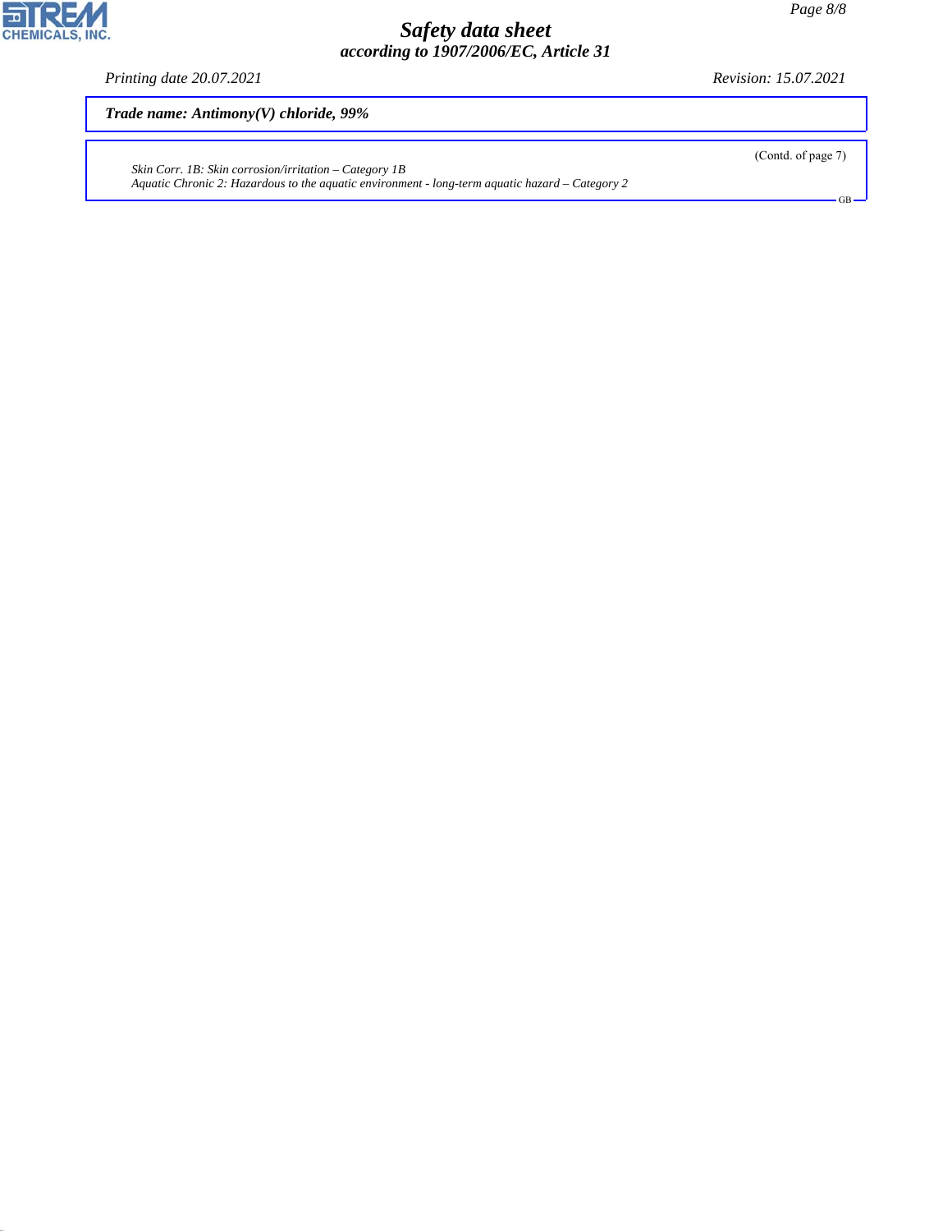**Trade name: Antimony(V) chloride, 99%**

(Contd. of page 7)

*Skin Corr. 1B: Skin corrosion/irritation – Category 1B*
*Aquatic Chronic 2: Hazardous to the aquatic environment - long-term aquatic hazard – Category 2*